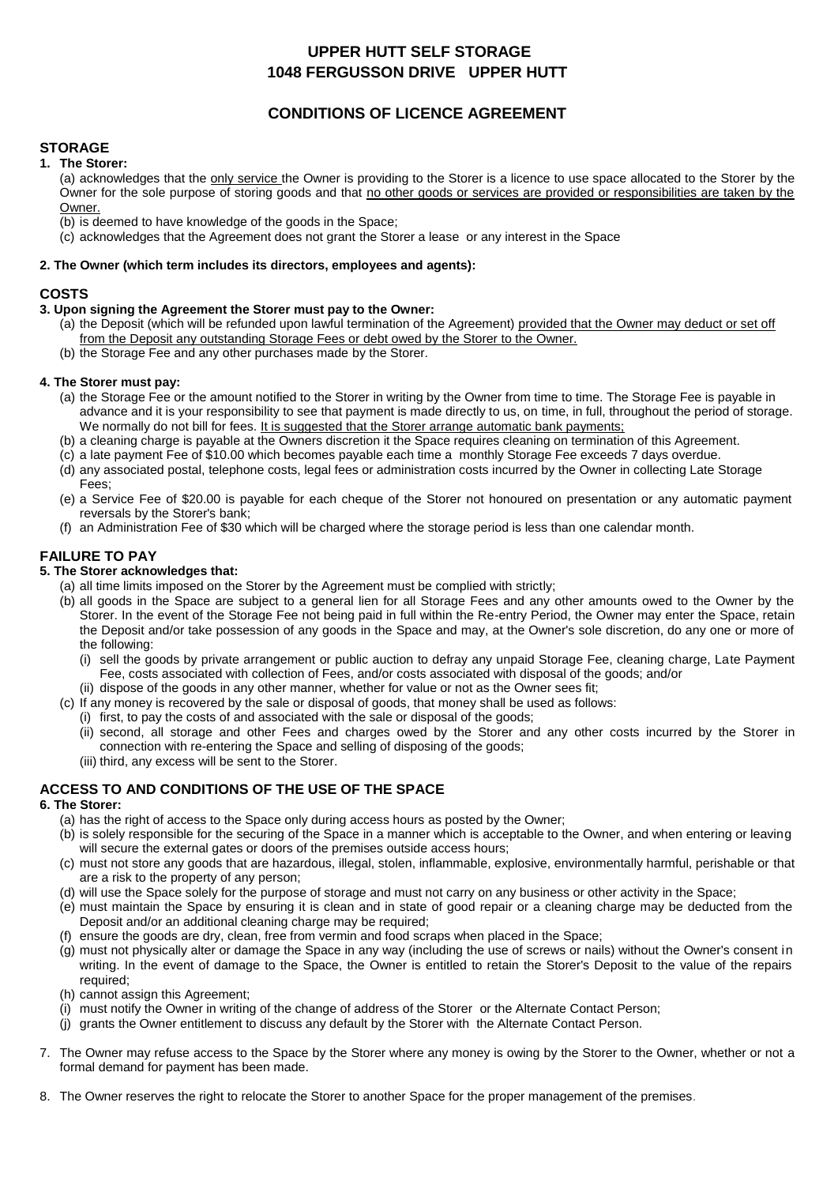# UPPER HUTT SELF STORAGE
# 1048 FERGUSSON DRIVE UPPER HUTT

## CONDITIONS OF LICENCE AGREEMENT

### STORAGE

**1. The Storer:**

(a) acknowledges that the <u>only service</u> the Owner is providing to the Storer is a licence to use space allocated to the Storer by the Owner for the sole purpose of storing goods and that <u>no other goods or services are provided or responsibilities are taken by the Owner.</u>

(b) is deemed to have knowledge of the goods in the Space;

(c) acknowledges that the Agreement does not grant the Storer a lease or any interest in the Space

**2. The Owner (which term includes its directors, employees and agents):**

### COSTS

**3. Upon signing the Agreement the Storer must pay to the Owner:**

(a) the Deposit (which will be refunded upon lawful termination of the Agreement) <u>provided that the Owner may deduct or set off from the Deposit any outstanding Storage Fees or debt owed by the Storer to the Owner.</u>

(b) the Storage Fee and any other purchases made by the Storer.

**4. The Storer must pay:**

(a) the Storage Fee or the amount notified to the Storer in writing by the Owner from time to time. The Storage Fee is payable in advance and it is your responsibility to see that payment is made directly to us, on time, in full, throughout the period of storage. We normally do not bill for fees. <u>It is suggested that the Storer arrange automatic bank payments;</u>

(b) a cleaning charge is payable at the Owners discretion it the Space requires cleaning on termination of this Agreement.

(c) a late payment Fee of $10.00 which becomes payable each time a monthly Storage Fee exceeds 7 days overdue.

(d) any associated postal, telephone costs, legal fees or administration costs incurred by the Owner in collecting Late Storage Fees;

(e) a Service Fee of $20.00 is payable for each cheque of the Storer not honoured on presentation or any automatic payment reversals by the Storer's bank;

(f) an Administration Fee of $30 which will be charged where the storage period is less than one calendar month.

### FAILURE TO PAY

**5. The Storer acknowledges that:**

(a) all time limits imposed on the Storer by the Agreement must be complied with strictly;

(b) all goods in the Space are subject to a general lien for all Storage Fees and any other amounts owed to the Owner by the Storer. In the event of the Storage Fee not being paid in full within the Re-entry Period, the Owner may enter the Space, retain the Deposit and/or take possession of any goods in the Space and may, at the Owner's sole discretion, do any one or more of the following:

  (i) sell the goods by private arrangement or public auction to defray any unpaid Storage Fee, cleaning charge, Late Payment Fee, costs associated with collection of Fees, and/or costs associated with disposal of the goods; and/or

  (ii) dispose of the goods in any other manner, whether for value or not as the Owner sees fit;

(c) If any money is recovered by the sale or disposal of goods, that money shall be used as follows:

  (i) first, to pay the costs of and associated with the sale or disposal of the goods;

  (ii) second, all storage and other Fees and charges owed by the Storer and any other costs incurred by the Storer in connection with re-entering the Space and selling of disposing of the goods;

  (iii) third, any excess will be sent to the Storer.

### ACCESS TO AND CONDITIONS OF THE USE OF THE SPACE

**6. The Storer:**

(a) has the right of access to the Space only during access hours as posted by the Owner;

(b) is solely responsible for the securing of the Space in a manner which is acceptable to the Owner, and when entering or leaving will secure the external gates or doors of the premises outside access hours;

(c) must not store any goods that are hazardous, illegal, stolen, inflammable, explosive, environmentally harmful, perishable or that are a risk to the property of any person;

(d) will use the Space solely for the purpose of storage and must not carry on any business or other activity in the Space;

(e) must maintain the Space by ensuring it is clean and in state of good repair or a cleaning charge may be deducted from the Deposit and/or an additional cleaning charge may be required;

(f) ensure the goods are dry, clean, free from vermin and food scraps when placed in the Space;

(g) must not physically alter or damage the Space in any way (including the use of screws or nails) without the Owner's consent in writing. In the event of damage to the Space, the Owner is entitled to retain the Storer's Deposit to the value of the repairs required;

(h) cannot assign this Agreement;

(i) must notify the Owner in writing of the change of address of the Storer or the Alternate Contact Person;

(j) grants the Owner entitlement to discuss any default by the Storer with the Alternate Contact Person.

7. The Owner may refuse access to the Space by the Storer where any money is owing by the Storer to the Owner, whether or not a formal demand for payment has been made.

8. The Owner reserves the right to relocate the Storer to another Space for the proper management of the premises.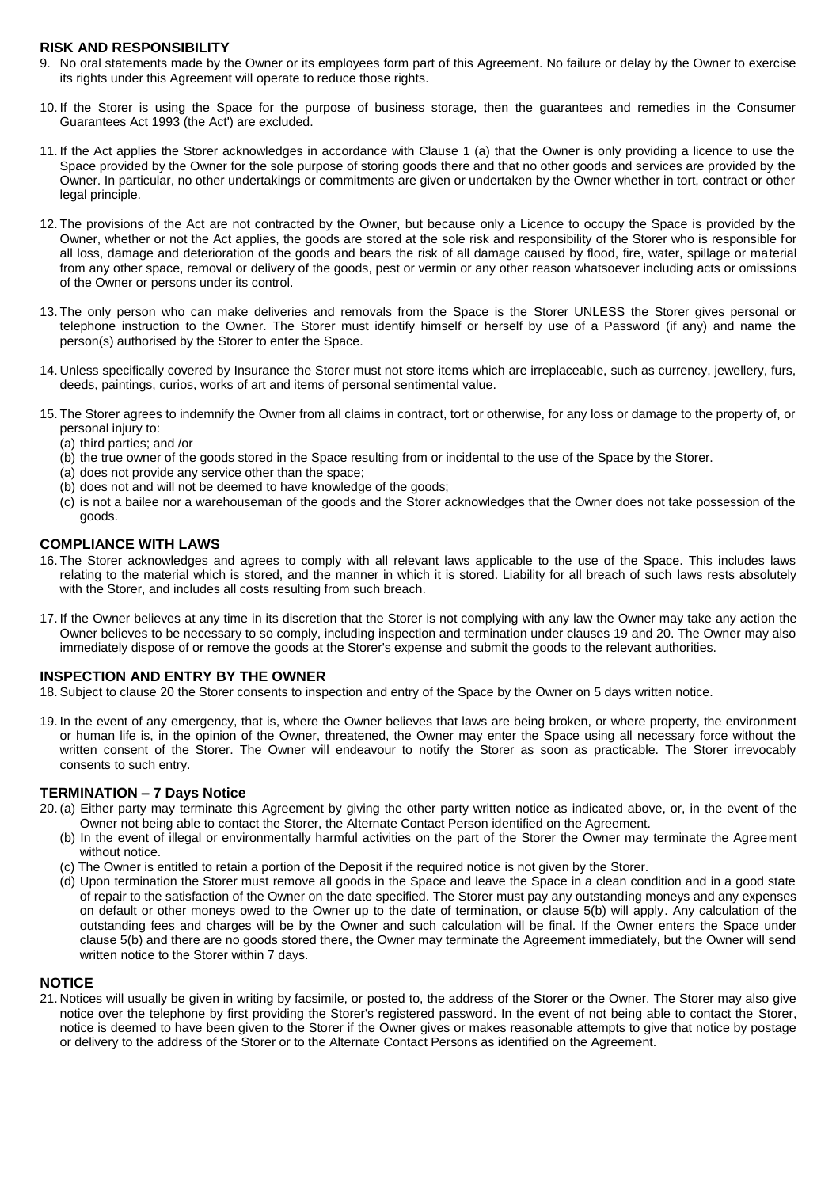## RISK AND RESPONSIBILITY

9. No oral statements made by the Owner or its employees form part of this Agreement. No failure or delay by the Owner to exercise its rights under this Agreement will operate to reduce those rights.

10. If the Storer is using the Space for the purpose of business storage, then the guarantees and remedies in the Consumer Guarantees Act 1993 (the Act') are excluded.

11. If the Act applies the Storer acknowledges in accordance with Clause 1 (a) that the Owner is only providing a licence to use the Space provided by the Owner for the sole purpose of storing goods there and that no other goods and services are provided by the Owner. In particular, no other undertakings or commitments are given or undertaken by the Owner whether in tort, contract or other legal principle.

12. The provisions of the Act are not contracted by the Owner, but because only a Licence to occupy the Space is provided by the Owner, whether or not the Act applies, the goods are stored at the sole risk and responsibility of the Storer who is responsible for all loss, damage and deterioration of the goods and bears the risk of all damage caused by flood, fire, water, spillage or material from any other space, removal or delivery of the goods, pest or vermin or any other reason whatsoever including acts or omissions of the Owner or persons under its control.

13. The only person who can make deliveries and removals from the Space is the Storer UNLESS the Storer gives personal or telephone instruction to the Owner. The Storer must identify himself or herself by use of a Password (if any) and name the person(s) authorised by the Storer to enter the Space.

14. Unless specifically covered by Insurance the Storer must not store items which are irreplaceable, such as currency, jewellery, furs, deeds, paintings, curios, works of art and items of personal sentimental value.

15. The Storer agrees to indemnify the Owner from all claims in contract, tort or otherwise, for any loss or damage to the property of, or personal injury to:
    (a) third parties; and /or
    (b) the true owner of the goods stored in the Space resulting from or incidental to the use of the Space by the Storer.
    (a) does not provide any service other than the space;
    (b) does not and will not be deemed to have knowledge of the goods;
    (c) is not a bailee nor a warehouseman of the goods and the Storer acknowledges that the Owner does not take possession of the goods.

## COMPLIANCE WITH LAWS

16. The Storer acknowledges and agrees to comply with all relevant laws applicable to the use of the Space. This includes laws relating to the material which is stored, and the manner in which it is stored. Liability for all breach of such laws rests absolutely with the Storer, and includes all costs resulting from such breach.

17. If the Owner believes at any time in its discretion that the Storer is not complying with any law the Owner may take any action the Owner believes to be necessary to so comply, including inspection and termination under clauses 19 and 20. The Owner may also immediately dispose of or remove the goods at the Storer's expense and submit the goods to the relevant authorities.

## INSPECTION AND ENTRY BY THE OWNER

18. Subject to clause 20 the Storer consents to inspection and entry of the Space by the Owner on 5 days written notice.

19. In the event of any emergency, that is, where the Owner believes that laws are being broken, or where property, the environment or human life is, in the opinion of the Owner, threatened, the Owner may enter the Space using all necessary force without the written consent of the Storer. The Owner will endeavour to notify the Storer as soon as practicable. The Storer irrevocably consents to such entry.

## TERMINATION – 7 Days Notice

20. (a) Either party may terminate this Agreement by giving the other party written notice as indicated above, or, in the event of the Owner not being able to contact the Storer, the Alternate Contact Person identified on the Agreement.
    (b) In the event of illegal or environmentally harmful activities on the part of the Storer the Owner may terminate the Agreement without notice.
    (c) The Owner is entitled to retain a portion of the Deposit if the required notice is not given by the Storer.
    (d) Upon termination the Storer must remove all goods in the Space and leave the Space in a clean condition and in a good state of repair to the satisfaction of the Owner on the date specified. The Storer must pay any outstanding moneys and any expenses on default or other moneys owed to the Owner up to the date of termination, or clause 5(b) will apply. Any calculation of the outstanding fees and charges will be by the Owner and such calculation will be final. If the Owner enters the Space under clause 5(b) and there are no goods stored there, the Owner may terminate the Agreement immediately, but the Owner will send written notice to the Storer within 7 days.

## NOTICE

21. Notices will usually be given in writing by facsimile, or posted to, the address of the Storer or the Owner. The Storer may also give notice over the telephone by first providing the Storer's registered password. In the event of not being able to contact the Storer, notice is deemed to have been given to the Storer if the Owner gives or makes reasonable attempts to give that notice by postage or delivery to the address of the Storer or to the Alternate Contact Persons as identified on the Agreement.